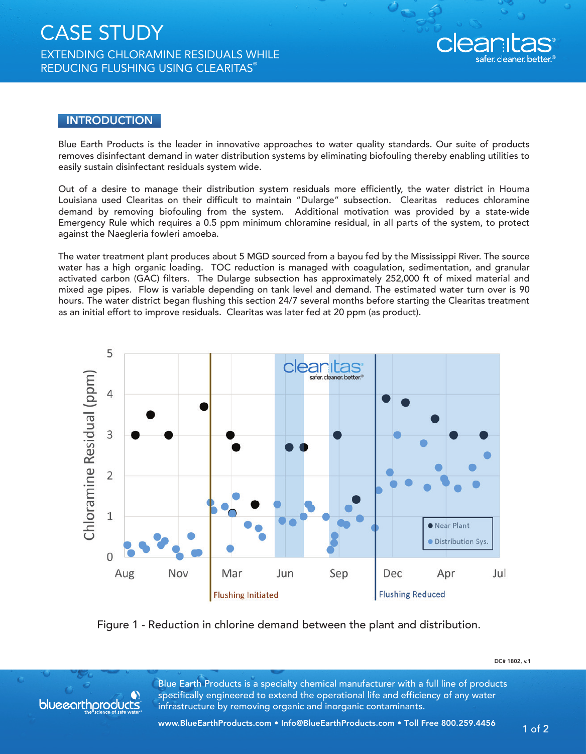# CASE STUDY

EXTENDING CHLORAMINE RESIDUALS WHILE REDUCING FLUSHING USING CLEARITAS®

## INTRODUCTION

Blue Earth Products is the leader in innovative approaches to water quality standards. Our suite of products removes disinfectant demand in water distribution systems by eliminating biofouling thereby enabling utilities to easily sustain disinfectant residuals system wide.

Out of a desire to manage their distribution system residuals more efficiently, the water district in Houma Louisiana used Clearitas on their difficult to maintain "Dularge" subsection. Clearitas reduces chloramine demand by removing biofouling from the system. Additional motivation was provided by a state-wide Emergency Rule which requires a 0.5 ppm minimum chloramine residual, in all parts of the system, to protect against the Naegleria fowleri amoeba.

The water treatment plant produces about 5 MGD sourced from a bayou fed by the Mississippi River. The source water has a high organic loading. TOC reduction is managed with coagulation, sedimentation, and granular activated carbon (GAC) filters. The Dularge subsection has approximately 252,000 ft of mixed material and mixed age pipes. Flow is variable depending on tank level and demand. The estimated water turn over is 90 hours. The water district began flushing this section 24/7 several months before starting the Clearitas treatment as an initial effort to improve residuals. Clearitas was later fed at 20 ppm (as product).

Figure 1 - Reduction in chlorine demand between the plant and distribution.

DC# 1802, v.1

Blue Earth Products is a specialty chemical manufacturer with a full line of products specifically engineered to extend the operational life and efficiency of any water infrastructure by removing organic and inorganic contaminants.

www.BlueEarthProducts.com • Info@BlueEarthProducts.com • Toll Free 800.259.4456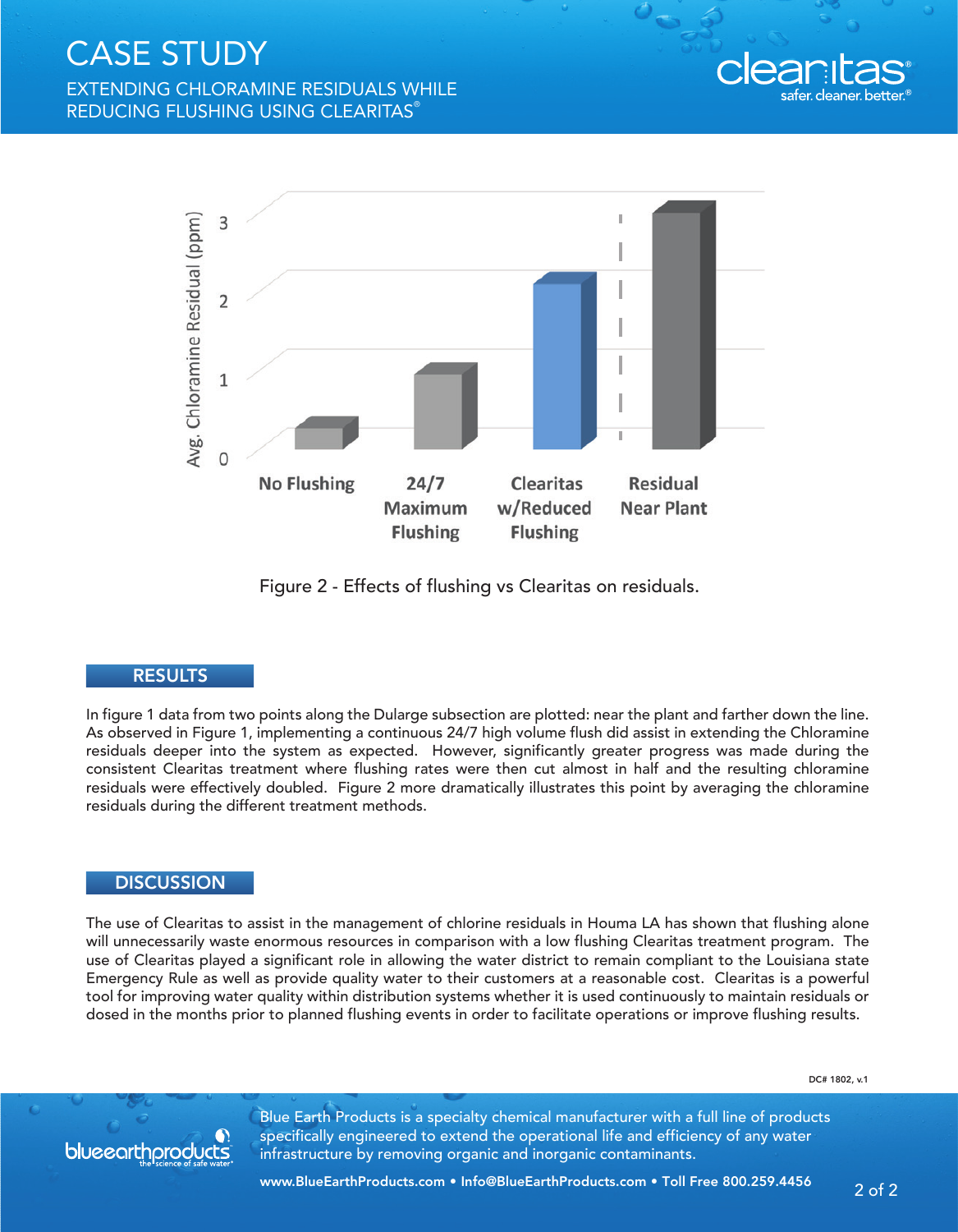# CASE STUDY

EXTENDING CHLORAMINE RESIDUALS WHILE REDUCING FLUSHING USING CLEARITAS®

Avg. Chloramine Residual (ppm)

3

2

1

0

No Flushing

24/7 Maximum Flushing

Clearitas w/Reduced Flushing

Residual Near Plant

Figure 2 - Effects of flushing vs Clearitas on residuals.

## RESULTS

In figure 1 data from two points along the Dularge subsection are plotted: near the plant and farther down the line. As observed in Figure 1, implementing a continuous 24/7 high volume flush did assist in extending the Chloramine residuals deeper into the system as expected. However, significantly greater progress was made during the consistent Clearitas treatment where flushing rates were then cut almost in half and the resulting chloramine residuals were effectively doubled. Figure 2 more dramatically illustrates this point by averaging the chloramine residuals during the different treatment methods.

## DISCUSSION

The use of Clearitas to assist in the management of chlorine residuals in Houma LA has shown that flushing alone will unnecessarily waste enormous resources in comparison with a low flushing Clearitas treatment program. The use of Clearitas played a significant role in allowing the water district to remain compliant to the Louisiana state Emergency Rule as well as provide quality water to their customers at a reasonable cost. Clearitas is a powerful tool for improving water quality within distribution systems whether it is used continuously to maintain residuals or dosed in the months prior to planned flushing events in order to facilitate operations or improve flushing results.

DC# 1802, v.1

Blue Earth Products is a specialty chemical manufacturer with a full line of products specifically engineered to extend the operational life and efficiency of any water infrastructure by removing organic and inorganic contaminants.

www.BlueEarthProducts.com • Info@BlueEarthProducts.com • Toll Free 800.259.4456